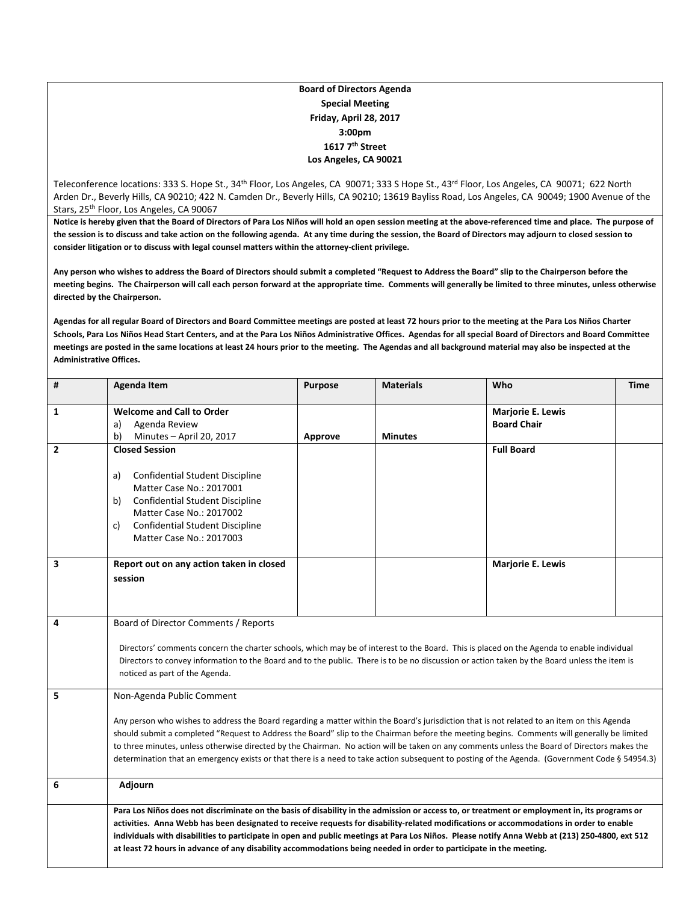**Board of Directors Agenda**
**Special Meeting**
**Friday, April 28, 2017**
**3:00pm**
**1617 7th Street**
**Los Angeles, CA 90021**

Teleconference locations: 333 S. Hope St., 34th Floor, Los Angeles, CA 90071; 333 S Hope St., 43rd Floor, Los Angeles, CA 90071; 622 North Arden Dr., Beverly Hills, CA 90210; 422 N. Camden Dr., Beverly Hills, CA 90210; 13619 Bayliss Road, Los Angeles, CA 90049; 1900 Avenue of the Stars, 25th Floor, Los Angeles, CA 90067

**Notice is hereby given that the Board of Directors of Para Los Niños will hold an open session meeting at the above-referenced time and place. The purpose of the session is to discuss and take action on the following agenda. At any time during the session, the Board of Directors may adjourn to closed session to consider litigation or to discuss with legal counsel matters within the attorney-client privilege.**

**Any person who wishes to address the Board of Directors should submit a completed "Request to Address the Board" slip to the Chairperson before the meeting begins. The Chairperson will call each person forward at the appropriate time. Comments will generally be limited to three minutes, unless otherwise directed by the Chairperson.**

**Agendas for all regular Board of Directors and Board Committee meetings are posted at least 72 hours prior to the meeting at the Para Los Niños Charter Schools, Para Los Niños Head Start Centers, and at the Para Los Niños Administrative Offices. Agendas for all special Board of Directors and Board Committee meetings are posted in the same locations at least 24 hours prior to the meeting. The Agendas and all background material may also be inspected at the Administrative Offices.**

| # | Agenda Item | Purpose | Materials | Who | Time |
|---|---|---|---|---|---|
| 1 | **Welcome and Call to Order**<br>a) Agenda Review<br>b) Minutes – April 20, 2017 | **Approve** | **Minutes** | **Marjorie E. Lewis**<br>**Board Chair** | |
| 2 | **Closed Session**<br>a) Confidential Student Discipline Matter Case No.: 2017001<br>b) Confidential Student Discipline Matter Case No.: 2017002<br>c) Confidential Student Discipline Matter Case No.: 2017003 | | | **Full Board** | |
| 3 | **Report out on any action taken in closed session** | | | **Marjorie E. Lewis** | |
| 4 | Board of Director Comments / Reports<br>Directors' comments concern the charter schools, which may be of interest to the Board. This is placed on the Agenda to enable individual Directors to convey information to the Board and to the public. There is to be no discussion or action taken by the Board unless the item is noticed as part of the Agenda. | | | | |
| 5 | Non-Agenda Public Comment<br>Any person who wishes to address the Board regarding a matter within the Board's jurisdiction that is not related to an item on this Agenda should submit a completed "Request to Address the Board" slip to the Chairman before the meeting begins. Comments will generally be limited to three minutes, unless otherwise directed by the Chairman. No action will be taken on any comments unless the Board of Directors makes the determination that an emergency exists or that there is a need to take action subsequent to posting of the Agenda. (Government Code § 54954.3) | | | | |
| 6 | **Adjourn** | | | | |
| | **Para Los Niños does not discriminate on the basis of disability in the admission or access to, or treatment or employment in, its programs or activities. Anna Webb has been designated to receive requests for disability-related modifications or accommodations in order to enable individuals with disabilities to participate in open and public meetings at Para Los Niños. Please notify Anna Webb at (213) 250-4800, ext 512 at least 72 hours in advance of any disability accommodations being needed in order to participate in the meeting.** | | | | |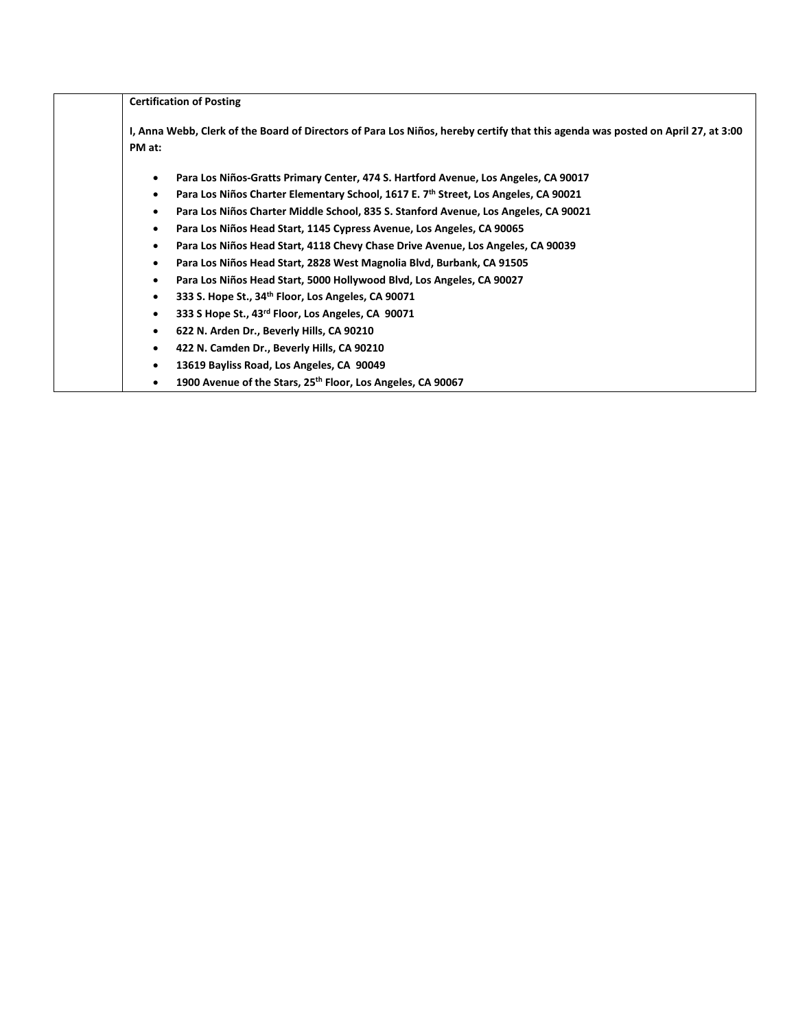| | |
|---|---|
| | **Certification of Posting**<br><br>**I, Anna Webb, Clerk of the Board of Directors of Para Los Niños, hereby certify that this agenda was posted on April 27, at 3:00 PM at:**<br><br>• **Para Los Niños-Gratts Primary Center, 474 S. Hartford Avenue, Los Angeles, CA 90017**<br>• **Para Los Niños Charter Elementary School, 1617 E. 7th Street, Los Angeles, CA 90021**<br>• **Para Los Niños Charter Middle School, 835 S. Stanford Avenue, Los Angeles, CA 90021**<br>• **Para Los Niños Head Start, 1145 Cypress Avenue, Los Angeles, CA 90065**<br>• **Para Los Niños Head Start, 4118 Chevy Chase Drive Avenue, Los Angeles, CA 90039**<br>• **Para Los Niños Head Start, 2828 West Magnolia Blvd, Burbank, CA 91505**<br>• **Para Los Niños Head Start, 5000 Hollywood Blvd, Los Angeles, CA 90027**<br>• **333 S. Hope St., 34th Floor, Los Angeles, CA 90071**<br>• **333 S Hope St., 43rd Floor, Los Angeles, CA 90071**<br>• **622 N. Arden Dr., Beverly Hills, CA 90210**<br>• **422 N. Camden Dr., Beverly Hills, CA 90210**<br>• **13619 Bayliss Road, Los Angeles, CA 90049**<br>• **1900 Avenue of the Stars, 25th Floor, Los Angeles, CA 90067** |